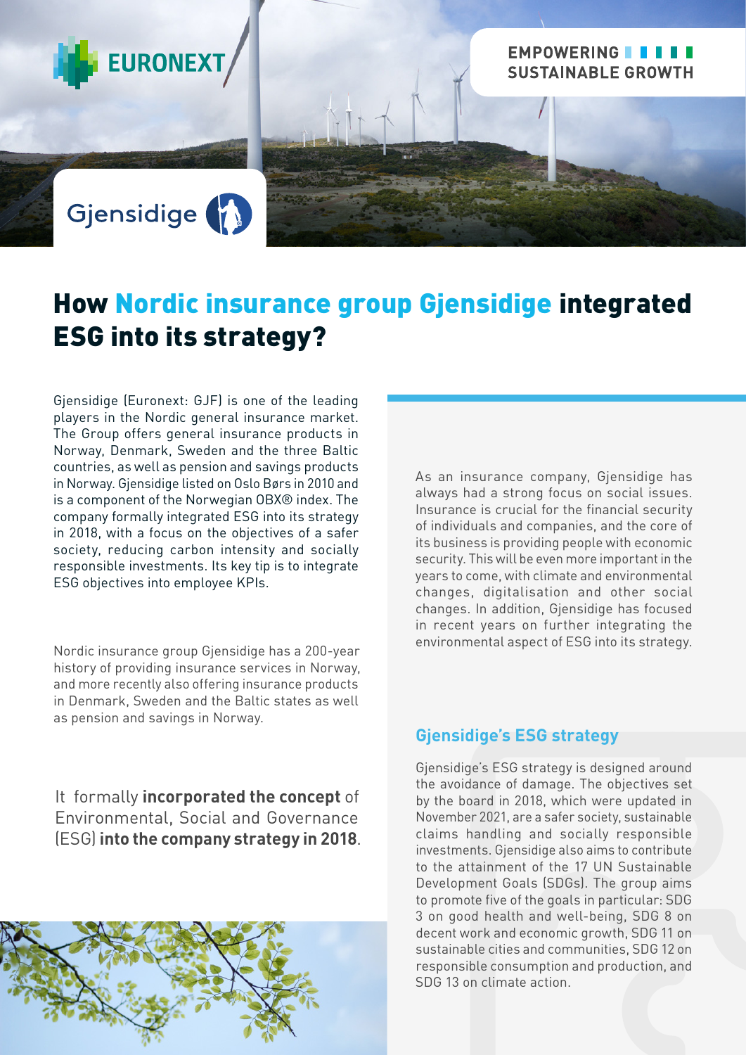EURONEXT

EMPOWERING SUSTAINABLE GROWTH

Gjensidige

# How Nordic insurance group Gjensidige integrated ESG into its strategy?

Gjensidige (Euronext: GJF) is one of the leading players in the Nordic general insurance market. The Group offers general insurance products in Norway, Denmark, Sweden and the three Baltic countries, as well as pension and savings products in Norway. Gjensidige listed on Oslo Børs in 2010 and is a component of the Norwegian OBX® index. The company formally integrated ESG into its strategy in 2018, with a focus on the objectives of a safer society, reducing carbon intensity and socially responsible investments. Its key tip is to integrate ESG objectives into employee KPIs.

Nordic insurance group Gjensidige has a 200-year history of providing insurance services in Norway, and more recently also offering insurance products in Denmark, Sweden and the Baltic states as well as pension and savings in Norway.

It formally **incorporated the concept** of Environmental, Social and Governance (ESG) **into the company strategy in 2018**.

As an insurance company, Gjensidige has always had a strong focus on social issues. Insurance is crucial for the financial security of individuals and companies, and the core of its business is providing people with economic security. This will be even more important in the years to come, with climate and environmental changes, digitalisation and other social changes. In addition, Gjensidige has focused in recent years on further integrating the environmental aspect of ESG into its strategy.

## Gjensidige's ESG strategy

Gjensidige's ESG strategy is designed around the avoidance of damage. The objectives set by the board in 2018, which were updated in November 2021, are a safer society, sustainable claims handling and socially responsible investments. Gjensidige also aims to contribute to the attainment of the 17 UN Sustainable Development Goals (SDGs). The group aims to promote five of the goals in particular: SDG 3 on good health and well-being, SDG 8 on decent work and economic growth, SDG 11 on sustainable cities and communities, SDG 12 on responsible consumption and production, and SDG 13 on climate action.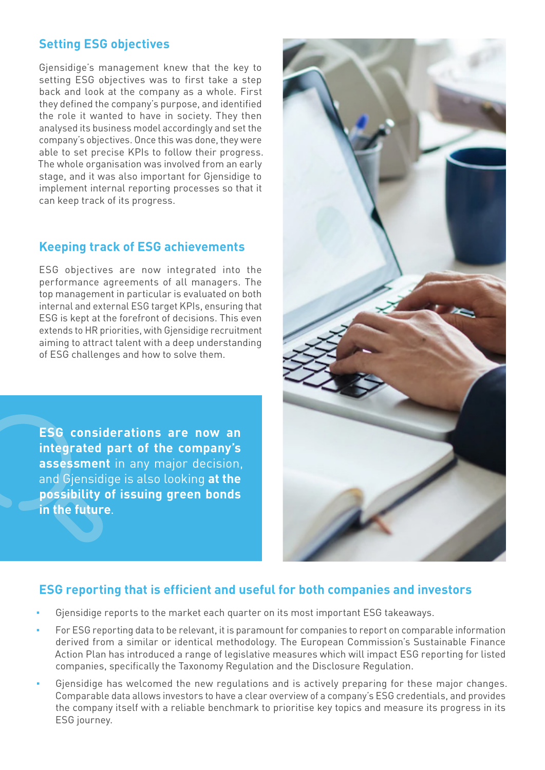## Setting ESG objectives

Gjensidige's management knew that the key to setting ESG objectives was to first take a step back and look at the company as a whole. First they defined the company's purpose, and identified the role it wanted to have in society. They then analysed its business model accordingly and set the company's objectives. Once this was done, they were able to set precise KPIs to follow their progress. The whole organisation was involved from an early stage, and it was also important for Gjensidige to implement internal reporting processes so that it can keep track of its progress.

## Keeping track of ESG achievements

ESG objectives are now integrated into the performance agreements of all managers. The top management in particular is evaluated on both internal and external ESG target KPIs, ensuring that ESG is kept at the forefront of decisions. This even extends to HR priorities, with Gjensidige recruitment aiming to attract talent with a deep understanding of ESG challenges and how to solve them.

**ESG considerations are now an integrated part of the company's assessment** in any major decision, and Gjensidige is also looking **at the possibility of issuing green bonds in the future**.

## ESG reporting that is efficient and useful for both companies and investors

- Gjensidige reports to the market each quarter on its most important ESG takeaways.
- For ESG reporting data to be relevant, it is paramount for companies to report on comparable information derived from a similar or identical methodology. The European Commission's Sustainable Finance Action Plan has introduced a range of legislative measures which will impact ESG reporting for listed companies, specifically the Taxonomy Regulation and the Disclosure Regulation.
- Gjensidige has welcomed the new regulations and is actively preparing for these major changes. Comparable data allows investors to have a clear overview of a company's ESG credentials, and provides the company itself with a reliable benchmark to prioritise key topics and measure its progress in its ESG journey.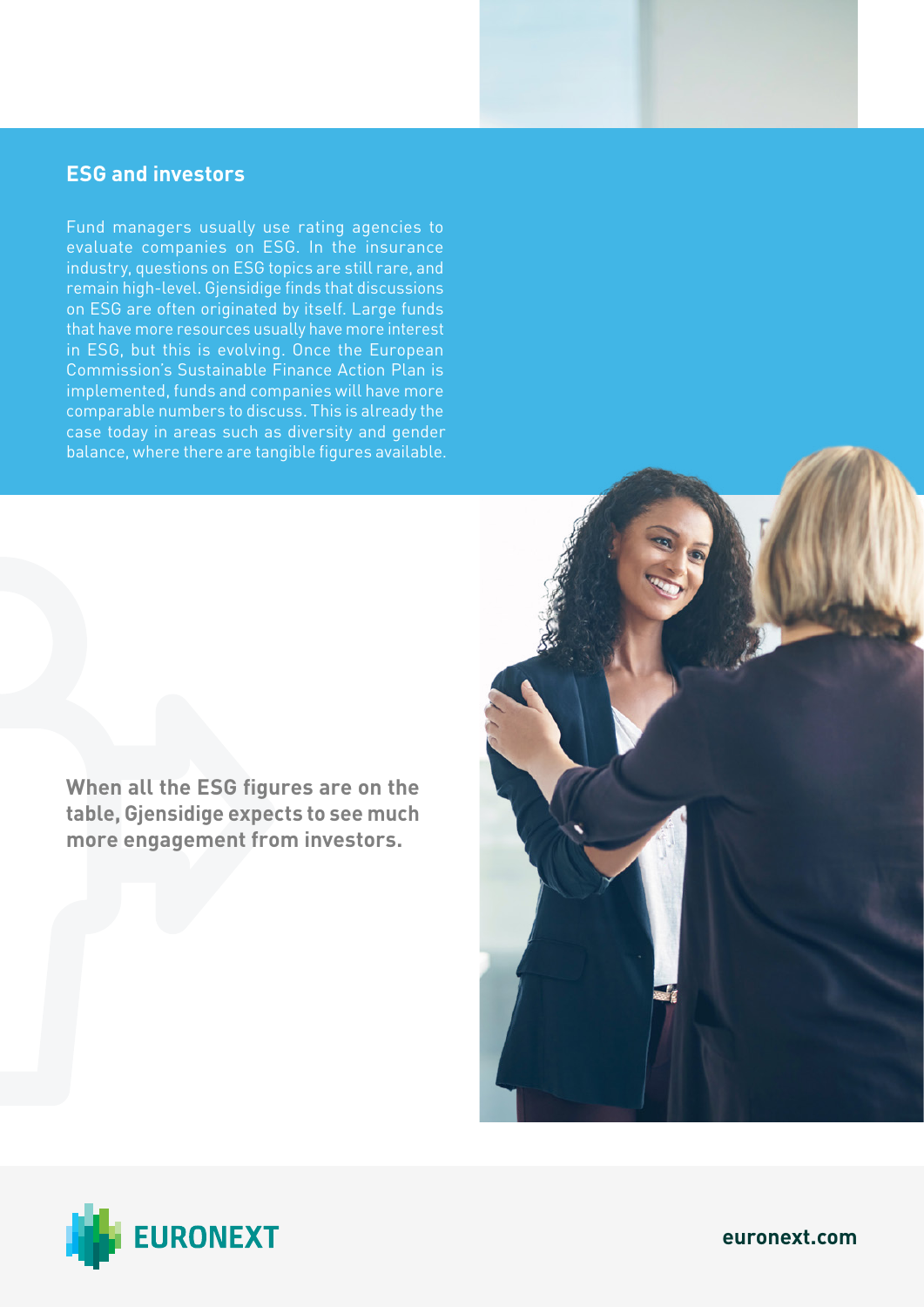## ESG and investors

Fund managers usually use rating agencies to evaluate companies on ESG. In the insurance industry, questions on ESG topics are still rare, and remain high-level. Gjensidige finds that discussions on ESG are often originated by itself. Large funds that have more resources usually have more interest in ESG, but this is evolving. Once the European Commission's Sustainable Finance Action Plan is implemented, funds and companies will have more comparable numbers to discuss. This is already the case today in areas such as diversity and gender balance, where there are tangible figures available.

**When all the ESG figures are on the table, Gjensidige expects to see much more engagement from investors.**

EURONEXT

euronext.com